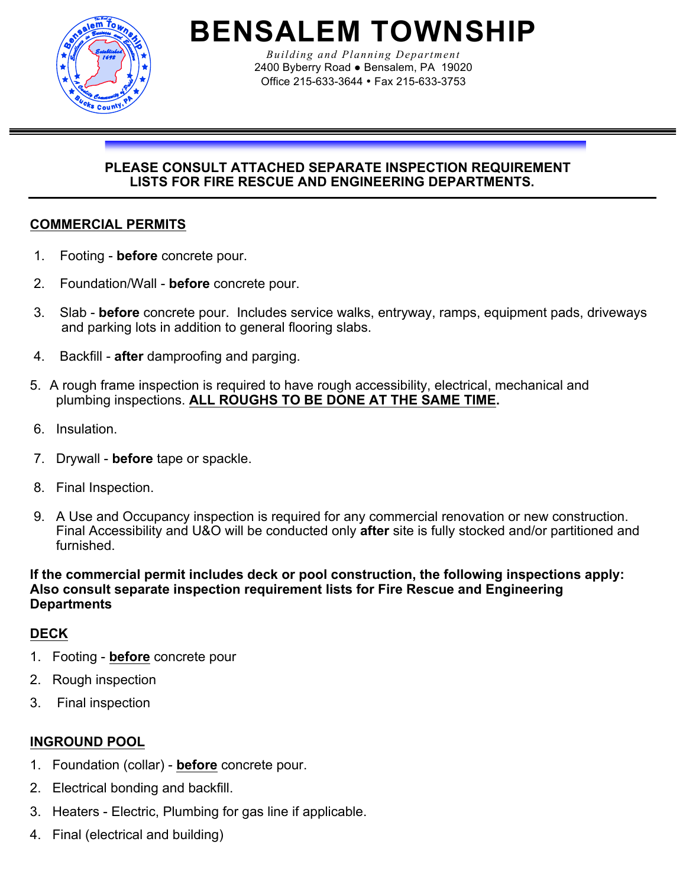# BENSALEM TOWNSHIP

*Building and Planning Department*
2400 Byberry Road ● Bensalem, PA 19020
Office 215-633-3644 • Fax 215-633-3753

---

**PLEASE CONSULT ATTACHED SEPARATE INSPECTION REQUIREMENT LISTS FOR FIRE RESCUE AND ENGINEERING DEPARTMENTS.**

---

## COMMERCIAL PERMITS

1. Footing - **before** concrete pour.
2. Foundation/Wall - **before** concrete pour.
3. Slab - **before** concrete pour. Includes service walks, entryway, ramps, equipment pads, driveways and parking lots in addition to general flooring slabs.
4. Backfill - **after** dampproofing and parging.
5. A rough frame inspection is required to have rough accessibility, electrical, mechanical and plumbing inspections. **ALL ROUGHS TO BE DONE AT THE SAME TIME.**
6. Insulation.
7. Drywall - **before** tape or spackle.
8. Final Inspection.
9. A Use and Occupancy inspection is required for any commercial renovation or new construction. Final Accessibility and U&O will be conducted only **after** site is fully stocked and/or partitioned and furnished.

**If the commercial permit includes deck or pool construction, the following inspections apply: Also consult separate inspection requirement lists for Fire Rescue and Engineering Departments**

## DECK

1. Footing - **before** concrete pour
2. Rough inspection
3. Final inspection

## INGROUND POOL

1. Foundation (collar) - **before** concrete pour.
2. Electrical bonding and backfill.
3. Heaters - Electric, Plumbing for gas line if applicable.
4. Final (electrical and building)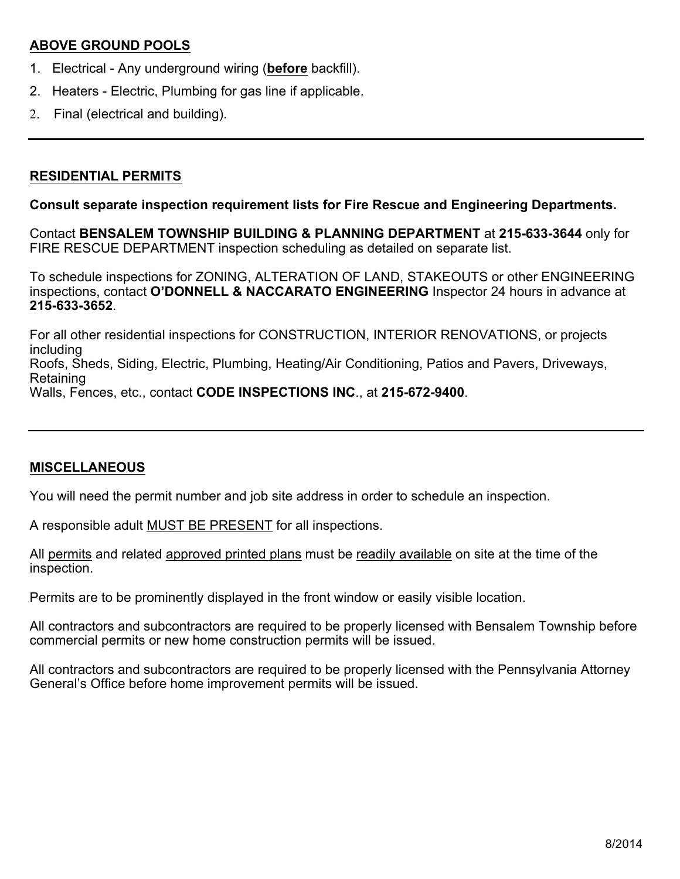## ABOVE GROUND POOLS

1. Electrical - Any underground wiring (**before** backfill).
2. Heaters - Electric, Plumbing for gas line if applicable.
3. Final (electrical and building).

---

## RESIDENTIAL PERMITS

**Consult separate inspection requirement lists for Fire Rescue and Engineering Departments.**

Contact **BENSALEM TOWNSHIP BUILDING & PLANNING DEPARTMENT** at **215-633-3644** only for FIRE RESCUE DEPARTMENT inspection scheduling as detailed on separate list.

To schedule inspections for ZONING, ALTERATION OF LAND, STAKEOUTS or other ENGINEERING inspections, contact **O'DONNELL & NACCARATO ENGINEERING** Inspector 24 hours in advance at **215-633-3652**.

For all other residential inspections for CONSTRUCTION, INTERIOR RENOVATIONS, or projects including Roofs, Sheds, Siding, Electric, Plumbing, Heating/Air Conditioning, Patios and Pavers, Driveways, Retaining Walls, Fences, etc., contact **CODE INSPECTIONS INC**., at **215-672-9400**.

---

## MISCELLANEOUS

You will need the permit number and job site address in order to schedule an inspection.

A responsible adult MUST BE PRESENT for all inspections.

All permits and related approved printed plans must be readily available on site at the time of the inspection.

Permits are to be prominently displayed in the front window or easily visible location.

All contractors and subcontractors are required to be properly licensed with Bensalem Township before commercial permits or new home construction permits will be issued.

All contractors and subcontractors are required to be properly licensed with the Pennsylvania Attorney General's Office before home improvement permits will be issued.

8/2014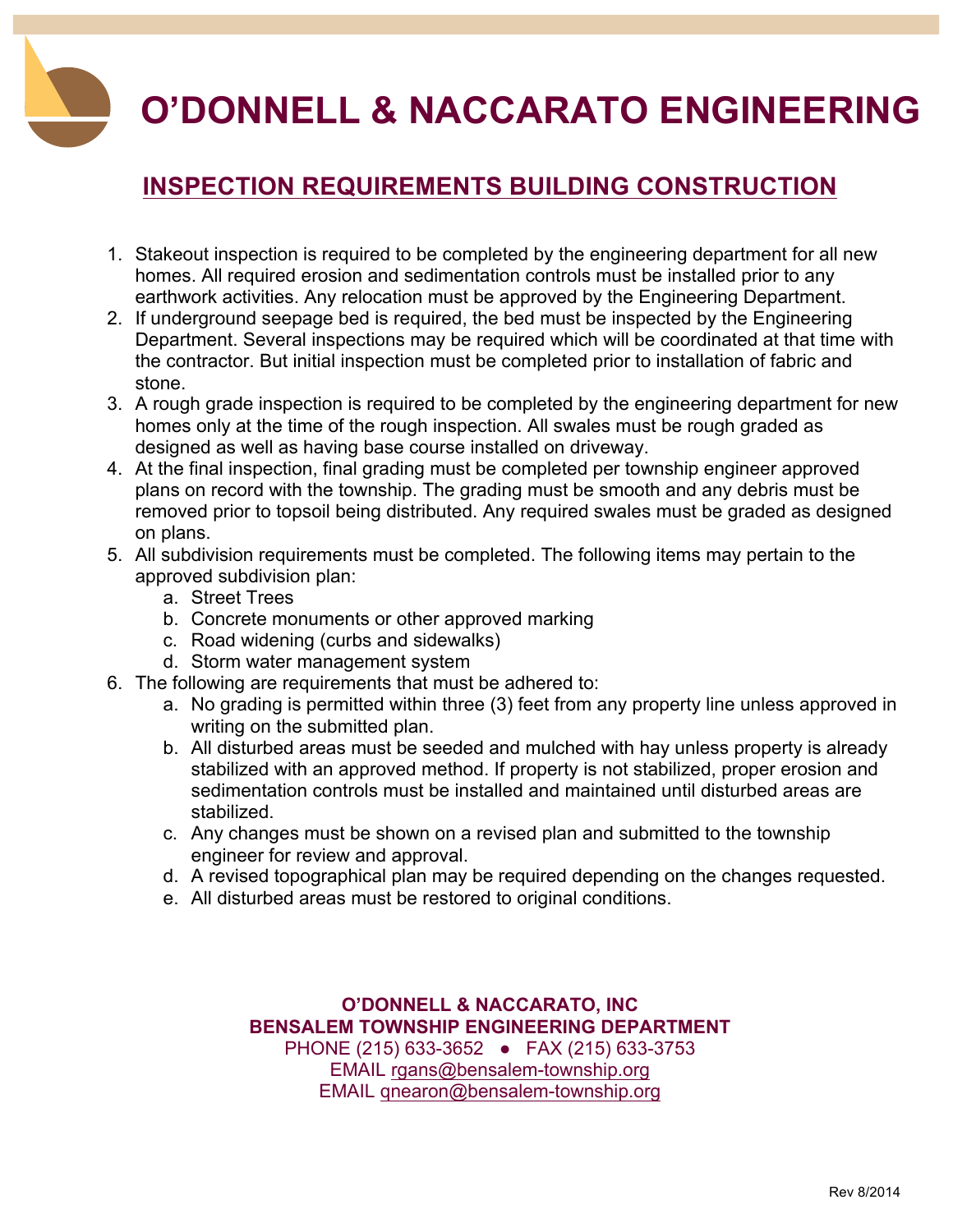# O'DONNELL & NACCARATO ENGINEERING

## INSPECTION REQUIREMENTS BUILDING CONSTRUCTION

1. Stakeout inspection is required to be completed by the engineering department for all new homes. All required erosion and sedimentation controls must be installed prior to any earthwork activities. Any relocation must be approved by the Engineering Department.
2. If underground seepage bed is required, the bed must be inspected by the Engineering Department. Several inspections may be required which will be coordinated at that time with the contractor. But initial inspection must be completed prior to installation of fabric and stone.
3. A rough grade inspection is required to be completed by the engineering department for new homes only at the time of the rough inspection. All swales must be rough graded as designed as well as having base course installed on driveway.
4. At the final inspection, final grading must be completed per township engineer approved plans on record with the township. The grading must be smooth and any debris must be removed prior to topsoil being distributed. Any required swales must be graded as designed on plans.
5. All subdivision requirements must be completed. The following items may pertain to the approved subdivision plan:
    a. Street Trees
    b. Concrete monuments or other approved marking
    c. Road widening (curbs and sidewalks)
    d. Storm water management system
6. The following are requirements that must be adhered to:
    a. No grading is permitted within three (3) feet from any property line unless approved in writing on the submitted plan.
    b. All disturbed areas must be seeded and mulched with hay unless property is already stabilized with an approved method. If property is not stabilized, proper erosion and sedimentation controls must be installed and maintained until disturbed areas are stabilized.
    c. Any changes must be shown on a revised plan and submitted to the township engineer for review and approval.
    d. A revised topographical plan may be required depending on the changes requested.
    e. All disturbed areas must be restored to original conditions.

**O'DONNELL & NACCARATO, INC**
**BENSALEM TOWNSHIP ENGINEERING DEPARTMENT**
PHONE (215) 633-3652 ● FAX (215) 633-3753
EMAIL rgans@bensalem-township.org
EMAIL qnearon@bensalem-township.org

Rev 8/2014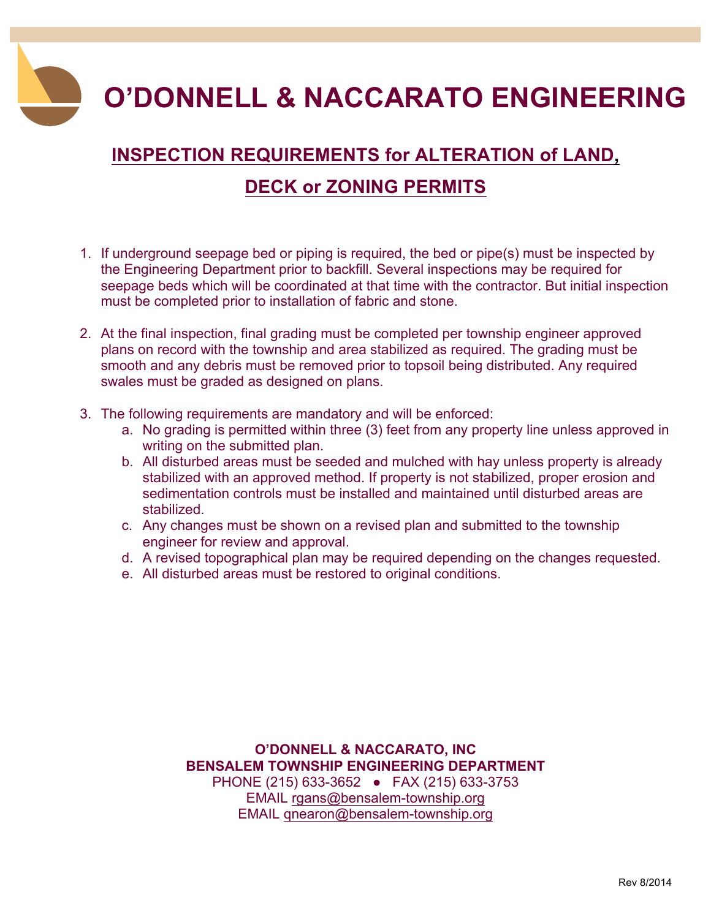# O'DONNELL & NACCARATO ENGINEERING

## INSPECTION REQUIREMENTS for ALTERATION of LAND, DECK or ZONING PERMITS

1. If underground seepage bed or piping is required, the bed or pipe(s) must be inspected by the Engineering Department prior to backfill. Several inspections may be required for seepage beds which will be coordinated at that time with the contractor. But initial inspection must be completed prior to installation of fabric and stone.

2. At the final inspection, final grading must be completed per township engineer approved plans on record with the township and area stabilized as required. The grading must be smooth and any debris must be removed prior to topsoil being distributed. Any required swales must be graded as designed on plans.

3. The following requirements are mandatory and will be enforced:
   a. No grading is permitted within three (3) feet from any property line unless approved in writing on the submitted plan.
   b. All disturbed areas must be seeded and mulched with hay unless property is already stabilized with an approved method. If property is not stabilized, proper erosion and sedimentation controls must be installed and maintained until disturbed areas are stabilized.
   c. Any changes must be shown on a revised plan and submitted to the township engineer for review and approval.
   d. A revised topographical plan may be required depending on the changes requested.
   e. All disturbed areas must be restored to original conditions.

**O'DONNELL & NACCARATO, INC**
**BENSALEM TOWNSHIP ENGINEERING DEPARTMENT**
PHONE (215) 633-3652 ● FAX (215) 633-3753
EMAIL rgans@bensalem-township.org
EMAIL qnearon@bensalem-township.org

Rev 8/2014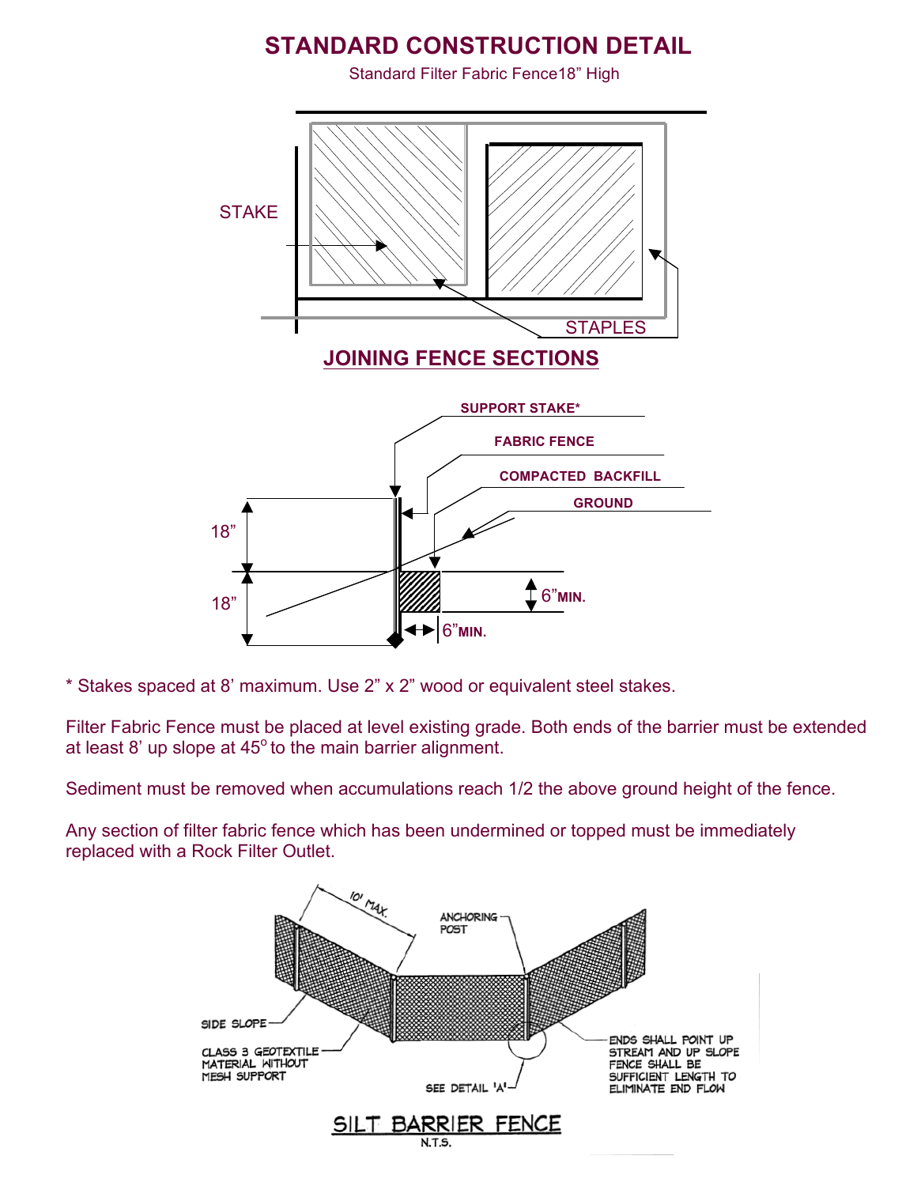# STANDARD CONSTRUCTION DETAIL

Standard Filter Fabric Fence18" High

STAKE

STAPLES

## JOINING FENCE SECTIONS

SUPPORT STAKE*

FABRIC FENCE

COMPACTED BACKFILL

GROUND

18"

18"

6"MIN.

6"MIN.

* Stakes spaced at 8' maximum. Use 2" x 2" wood or equivalent steel stakes.

Filter Fabric Fence must be placed at level existing grade. Both ends of the barrier must be extended at least 8' up slope at 45$^{o}$ to the main barrier alignment.

Sediment must be removed when accumulations reach 1/2 the above ground height of the fence.

Any section of filter fabric fence which has been undermined or topped must be immediately replaced with a Rock Filter Outlet.

10' MAX.

ANCHORING POST

SIDE SLOPE

CLASS 3 GEOTEXTILE MATERIAL WITHOUT MESH SUPPORT

SEE DETAIL 'A'

ENDS SHALL POINT UP STREAM AND UP SLOPE FENCE SHALL BE SUFFICIENT LENGTH TO ELIMINATE END FLOW

SILT BARRIER FENCE

N.T.S.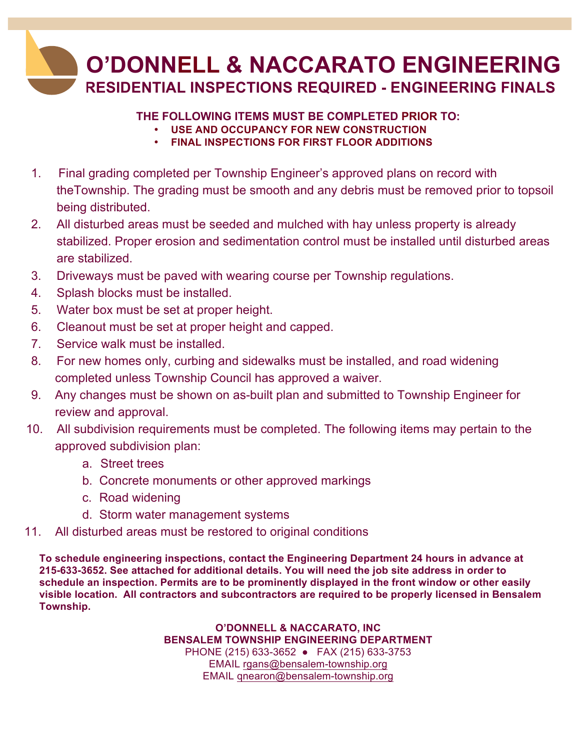# O'DONNELL & NACCARATO ENGINEERING

## RESIDENTIAL INSPECTIONS REQUIRED - ENGINEERING FINALS

**THE FOLLOWING ITEMS MUST BE COMPLETED PRIOR TO:**

- **USE AND OCCUPANCY FOR NEW CONSTRUCTION**
- **FINAL INSPECTIONS FOR FIRST FLOOR ADDITIONS**

1. Final grading completed per Township Engineer's approved plans on record with theTownship. The grading must be smooth and any debris must be removed prior to topsoil being distributed.
2. All disturbed areas must be seeded and mulched with hay unless property is already stabilized. Proper erosion and sedimentation control must be installed until disturbed areas are stabilized.
3. Driveways must be paved with wearing course per Township regulations.
4. Splash blocks must be installed.
5. Water box must be set at proper height.
6. Cleanout must be set at proper height and capped.
7. Service walk must be installed.
8. For new homes only, curbing and sidewalks must be installed, and road widening completed unless Township Council has approved a waiver.
9. Any changes must be shown on as-built plan and submitted to Township Engineer for review and approval.
10. All subdivision requirements must be completed. The following items may pertain to the approved subdivision plan:
    a. Street trees
    b. Concrete monuments or other approved markings
    c. Road widening
    d. Storm water management systems
11. All disturbed areas must be restored to original conditions

**To schedule engineering inspections, contact the Engineering Department 24 hours in advance at 215-633-3652. See attached for additional details. You will need the job site address in order to schedule an inspection. Permits are to be prominently displayed in the front window or other easily visible location. All contractors and subcontractors are required to be properly licensed in Bensalem Township.**

**O'DONNELL & NACCARATO, INC**
**BENSALEM TOWNSHIP ENGINEERING DEPARTMENT**
PHONE (215) 633-3652 ● FAX (215) 633-3753
EMAIL rgans@bensalem-township.org
EMAIL qnearon@bensalem-township.org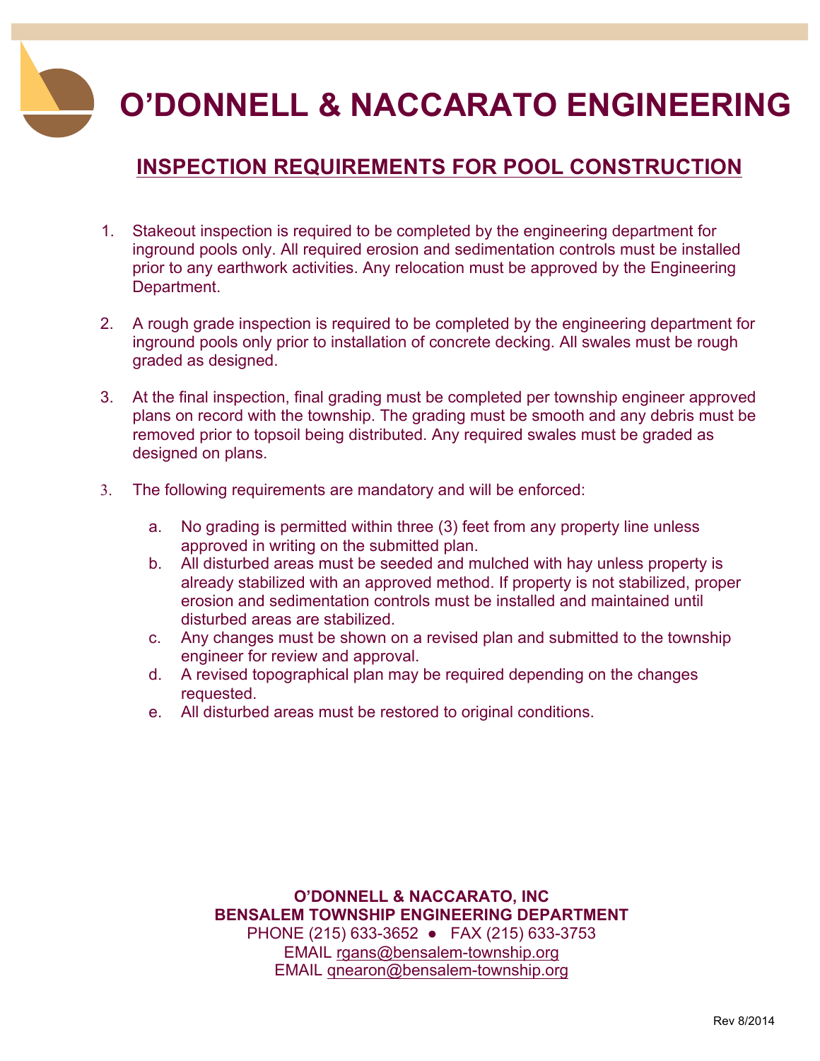# O'DONNELL & NACCARATO ENGINEERING

## INSPECTION REQUIREMENTS FOR POOL CONSTRUCTION

1. Stakeout inspection is required to be completed by the engineering department for inground pools only. All required erosion and sedimentation controls must be installed prior to any earthwork activities. Any relocation must be approved by the Engineering Department.

2. A rough grade inspection is required to be completed by the engineering department for inground pools only prior to installation of concrete decking. All swales must be rough graded as designed.

3. At the final inspection, final grading must be completed per township engineer approved plans on record with the township. The grading must be smooth and any debris must be removed prior to topsoil being distributed. Any required swales must be graded as designed on plans.

3. The following requirements are mandatory and will be enforced:

   a. No grading is permitted within three (3) feet from any property line unless approved in writing on the submitted plan.
   b. All disturbed areas must be seeded and mulched with hay unless property is already stabilized with an approved method. If property is not stabilized, proper erosion and sedimentation controls must be installed and maintained until disturbed areas are stabilized.
   c. Any changes must be shown on a revised plan and submitted to the township engineer for review and approval.
   d. A revised topographical plan may be required depending on the changes requested.
   e. All disturbed areas must be restored to original conditions.

**O'DONNELL & NACCARATO, INC**
**BENSALEM TOWNSHIP ENGINEERING DEPARTMENT**
PHONE (215) 633-3652 ● FAX (215) 633-3753
EMAIL rgans@bensalem-township.org
EMAIL qnearon@bensalem-township.org

Rev 8/2014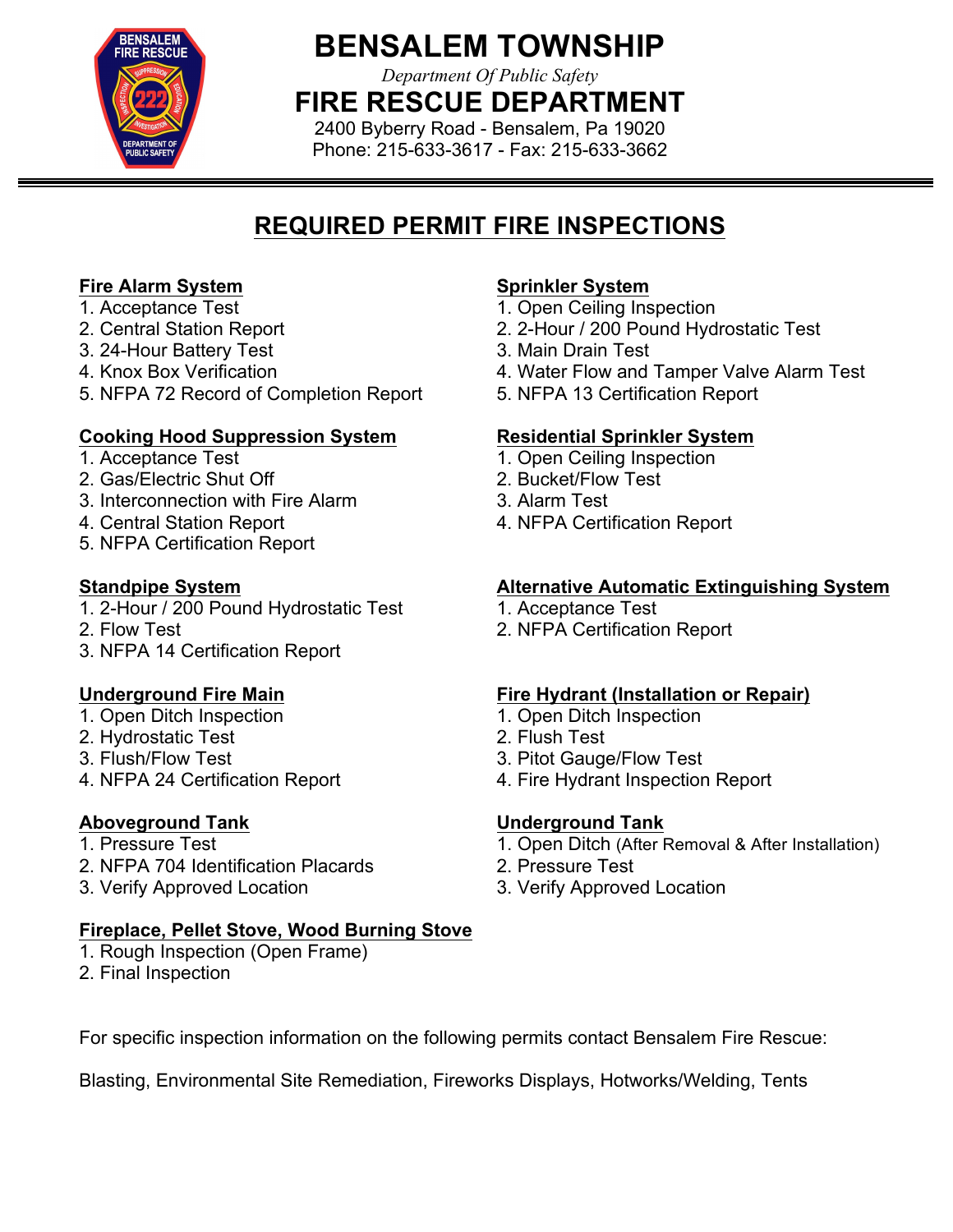# BENSALEM TOWNSHIP

*Department Of Public Safety*

## FIRE RESCUE DEPARTMENT

2400 Byberry Road - Bensalem, Pa 19020
Phone: 215-633-3617 - Fax: 215-633-3662

## REQUIRED PERMIT FIRE INSPECTIONS

**Fire Alarm System**
1. Acceptance Test
2. Central Station Report
3. 24-Hour Battery Test
4. Knox Box Verification
5. NFPA 72 Record of Completion Report

**Cooking Hood Suppression System**
1. Acceptance Test
2. Gas/Electric Shut Off
3. Interconnection with Fire Alarm
4. Central Station Report
5. NFPA Certification Report

**Standpipe System**
1. 2-Hour / 200 Pound Hydrostatic Test
2. Flow Test
3. NFPA 14 Certification Report

**Underground Fire Main**
1. Open Ditch Inspection
2. Hydrostatic Test
3. Flush/Flow Test
4. NFPA 24 Certification Report

**Aboveground Tank**
1. Pressure Test
2. NFPA 704 Identification Placards
3. Verify Approved Location

**Fireplace, Pellet Stove, Wood Burning Stove**
1. Rough Inspection (Open Frame)
2. Final Inspection

**Sprinkler System**
1. Open Ceiling Inspection
2. 2-Hour / 200 Pound Hydrostatic Test
3. Main Drain Test
4. Water Flow and Tamper Valve Alarm Test
5. NFPA 13 Certification Report

**Residential Sprinkler System**
1. Open Ceiling Inspection
2. Bucket/Flow Test
3. Alarm Test
4. NFPA Certification Report

**Alternative Automatic Extinguishing System**
1. Acceptance Test
2. NFPA Certification Report

**Fire Hydrant (Installation or Repair)**
1. Open Ditch Inspection
2. Flush Test
3. Pitot Gauge/Flow Test
4. Fire Hydrant Inspection Report

**Underground Tank**
1. Open Ditch (After Removal & After Installation)
2. Pressure Test
3. Verify Approved Location

For specific inspection information on the following permits contact Bensalem Fire Rescue:

Blasting, Environmental Site Remediation, Fireworks Displays, Hotworks/Welding, Tents